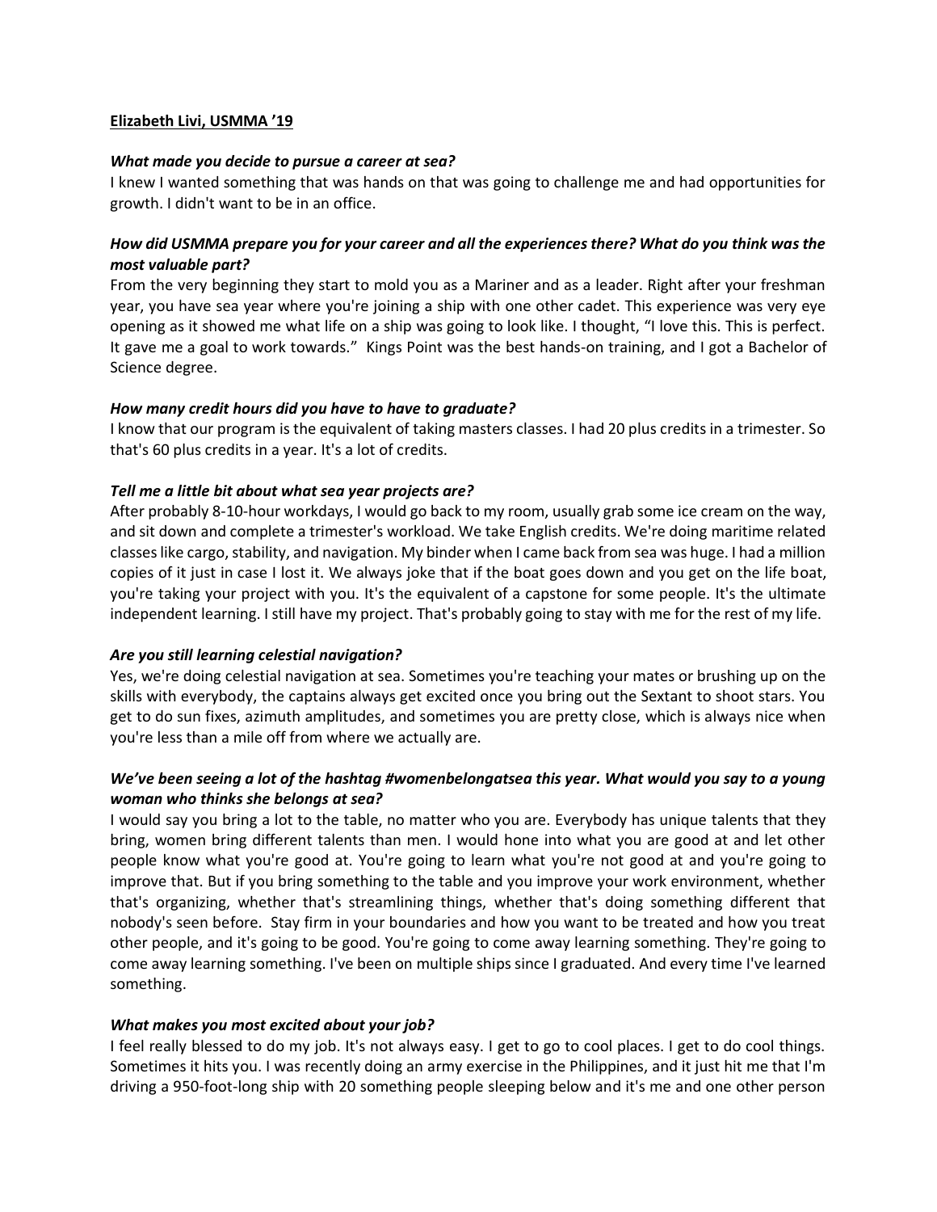**Elizabeth Livi, USMMA ’19**

***What made you decide to pursue a career at sea?***

I knew I wanted something that was hands on that was going to challenge me and had opportunities for growth. I didn't want to be in an office.

***How did USMMA prepare you for your career and all the experiences there? What do you think was the most valuable part?***

From the very beginning they start to mold you as a Mariner and as a leader. Right after your freshman year, you have sea year where you're joining a ship with one other cadet. This experience was very eye opening as it showed me what life on a ship was going to look like. I thought, “I love this. This is perfect. It gave me a goal to work towards.” Kings Point was the best hands-on training, and I got a Bachelor of Science degree.

***How many credit hours did you have to have to graduate?***

I know that our program is the equivalent of taking masters classes. I had 20 plus credits in a trimester. So that's 60 plus credits in a year. It's a lot of credits.

***Tell me a little bit about what sea year projects are?***

After probably 8-10-hour workdays, I would go back to my room, usually grab some ice cream on the way, and sit down and complete a trimester's workload. We take English credits. We're doing maritime related classes like cargo, stability, and navigation. My binder when I came back from sea was huge. I had a million copies of it just in case I lost it. We always joke that if the boat goes down and you get on the life boat, you're taking your project with you. It's the equivalent of a capstone for some people. It's the ultimate independent learning. I still have my project. That's probably going to stay with me for the rest of my life.

***Are you still learning celestial navigation?***

Yes, we're doing celestial navigation at sea. Sometimes you're teaching your mates or brushing up on the skills with everybody, the captains always get excited once you bring out the Sextant to shoot stars. You get to do sun fixes, azimuth amplitudes, and sometimes you are pretty close, which is always nice when you're less than a mile off from where we actually are.

***We’ve been seeing a lot of the hashtag #womenbelongatsea this year. What would you say to a young woman who thinks she belongs at sea?***

I would say you bring a lot to the table, no matter who you are. Everybody has unique talents that they bring, women bring different talents than men. I would hone into what you are good at and let other people know what you're good at. You're going to learn what you're not good at and you're going to improve that. But if you bring something to the table and you improve your work environment, whether that's organizing, whether that's streamlining things, whether that's doing something different that nobody's seen before. Stay firm in your boundaries and how you want to be treated and how you treat other people, and it's going to be good. You're going to come away learning something. They're going to come away learning something. I've been on multiple ships since I graduated. And every time I've learned something.

***What makes you most excited about your job?***

I feel really blessed to do my job. It's not always easy. I get to go to cool places. I get to do cool things. Sometimes it hits you. I was recently doing an army exercise in the Philippines, and it just hit me that I'm driving a 950-foot-long ship with 20 something people sleeping below and it's me and one other person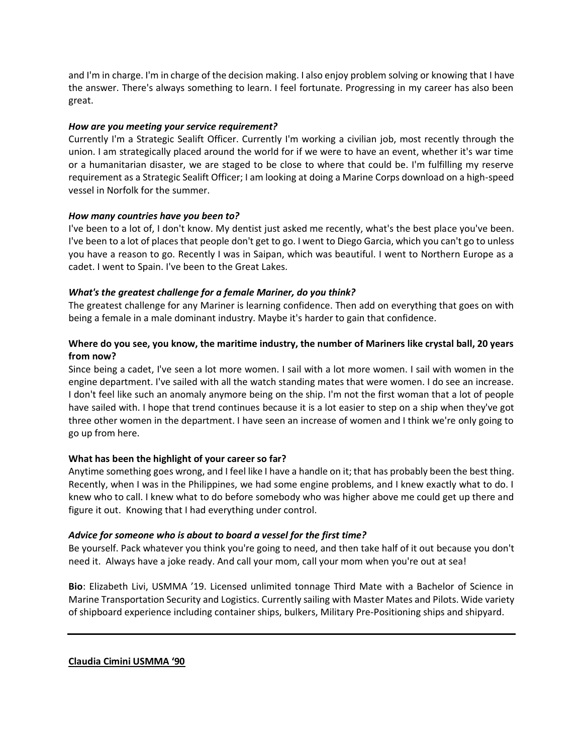and I'm in charge. I'm in charge of the decision making. I also enjoy problem solving or knowing that I have the answer. There's always something to learn. I feel fortunate. Progressing in my career has also been great.

***How are you meeting your service requirement?***
Currently I'm a Strategic Sealift Officer. Currently I'm working a civilian job, most recently through the union. I am strategically placed around the world for if we were to have an event, whether it's war time or a humanitarian disaster, we are staged to be close to where that could be. I'm fulfilling my reserve requirement as a Strategic Sealift Officer; I am looking at doing a Marine Corps download on a high-speed vessel in Norfolk for the summer.

***How many countries have you been to?***
I've been to a lot of, I don't know. My dentist just asked me recently, what's the best place you've been. I've been to a lot of places that people don't get to go. I went to Diego Garcia, which you can't go to unless you have a reason to go. Recently I was in Saipan, which was beautiful. I went to Northern Europe as a cadet. I went to Spain. I've been to the Great Lakes.

***What's the greatest challenge for a female Mariner, do you think?***
The greatest challenge for any Mariner is learning confidence. Then add on everything that goes on with being a female in a male dominant industry. Maybe it's harder to gain that confidence.

**Where do you see, you know, the maritime industry, the number of Mariners like crystal ball, 20 years from now?**
Since being a cadet, I've seen a lot more women. I sail with a lot more women. I sail with women in the engine department. I've sailed with all the watch standing mates that were women. I do see an increase. I don't feel like such an anomaly anymore being on the ship. I'm not the first woman that a lot of people have sailed with. I hope that trend continues because it is a lot easier to step on a ship when they've got three other women in the department. I have seen an increase of women and I think we're only going to go up from here.

**What has been the highlight of your career so far?**
Anytime something goes wrong, and I feel like I have a handle on it; that has probably been the best thing. Recently, when I was in the Philippines, we had some engine problems, and I knew exactly what to do. I knew who to call. I knew what to do before somebody who was higher above me could get up there and figure it out. Knowing that I had everything under control.

***Advice for someone who is about to board a vessel for the first time?***
Be yourself. Pack whatever you think you're going to need, and then take half of it out because you don't need it. Always have a joke ready. And call your mom, call your mom when you're out at sea!

**Bio**: Elizabeth Livi, USMMA '19. Licensed unlimited tonnage Third Mate with a Bachelor of Science in Marine Transportation Security and Logistics. Currently sailing with Master Mates and Pilots. Wide variety of shipboard experience including container ships, bulkers, Military Pre-Positioning ships and shipyard.

---

**Claudia Cimini USMMA '90**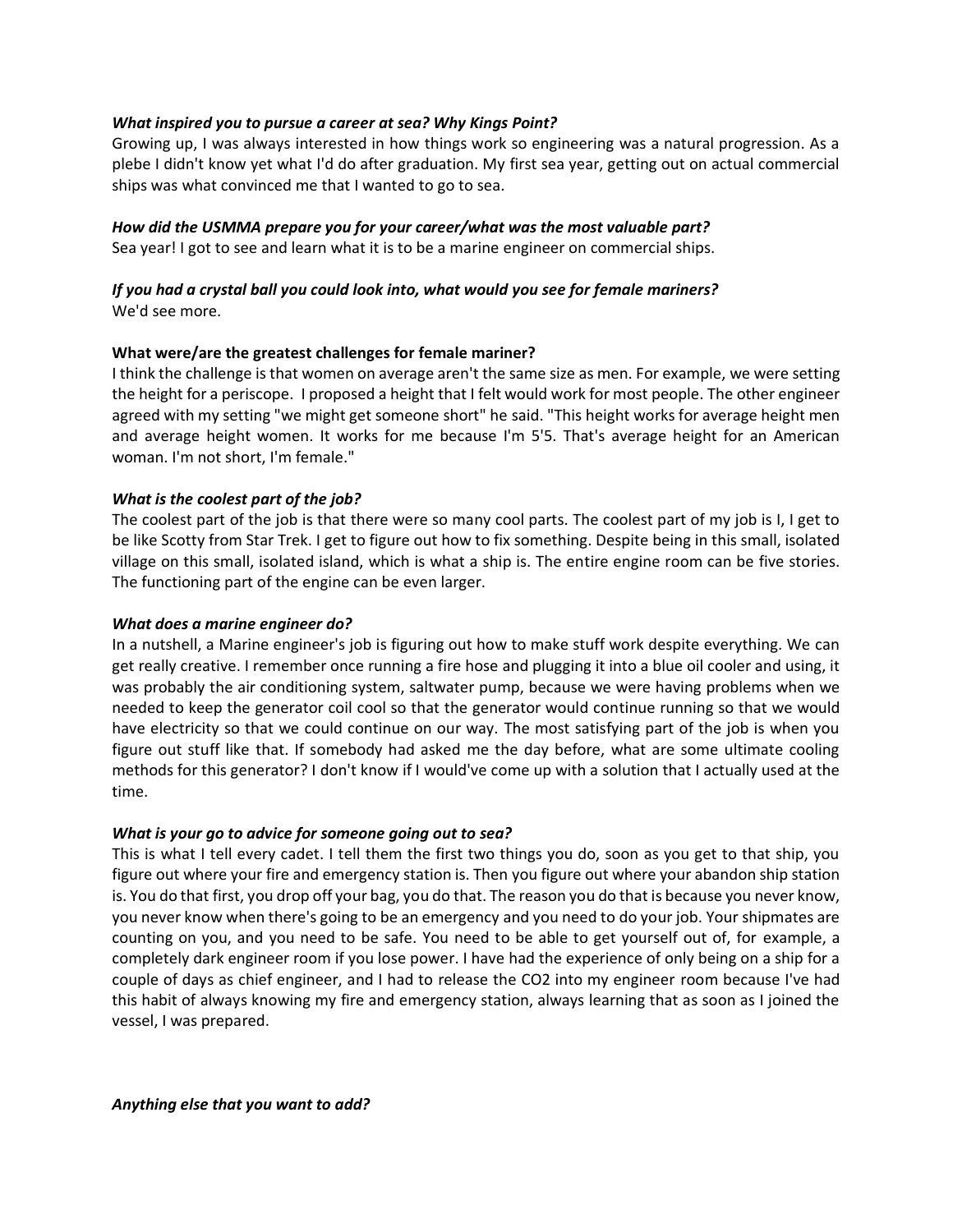***What inspired you to pursue a career at sea? Why Kings Point?***

Growing up, I was always interested in how things work so engineering was a natural progression. As a plebe I didn't know yet what I'd do after graduation. My first sea year, getting out on actual commercial ships was what convinced me that I wanted to go to sea.

***How did the USMMA prepare you for your career/what was the most valuable part?***

Sea year! I got to see and learn what it is to be a marine engineer on commercial ships.

***If you had a crystal ball you could look into, what would you see for female mariners?***

We'd see more.

**What were/are the greatest challenges for female mariner?**

I think the challenge is that women on average aren't the same size as men. For example, we were setting the height for a periscope. I proposed a height that I felt would work for most people. The other engineer agreed with my setting "we might get someone short" he said. "This height works for average height men and average height women. It works for me because I'm 5'5. That's average height for an American woman. I'm not short, I'm female."

***What is the coolest part of the job?***

The coolest part of the job is that there were so many cool parts. The coolest part of my job is I, I get to be like Scotty from Star Trek. I get to figure out how to fix something. Despite being in this small, isolated village on this small, isolated island, which is what a ship is. The entire engine room can be five stories. The functioning part of the engine can be even larger.

***What does a marine engineer do?***

In a nutshell, a Marine engineer's job is figuring out how to make stuff work despite everything. We can get really creative. I remember once running a fire hose and plugging it into a blue oil cooler and using, it was probably the air conditioning system, saltwater pump, because we were having problems when we needed to keep the generator coil cool so that the generator would continue running so that we would have electricity so that we could continue on our way. The most satisfying part of the job is when you figure out stuff like that. If somebody had asked me the day before, what are some ultimate cooling methods for this generator? I don't know if I would've come up with a solution that I actually used at the time.

***What is your go to advice for someone going out to sea?***

This is what I tell every cadet. I tell them the first two things you do, soon as you get to that ship, you figure out where your fire and emergency station is. Then you figure out where your abandon ship station is. You do that first, you drop off your bag, you do that. The reason you do that is because you never know, you never know when there's going to be an emergency and you need to do your job. Your shipmates are counting on you, and you need to be safe. You need to be able to get yourself out of, for example, a completely dark engineer room if you lose power. I have had the experience of only being on a ship for a couple of days as chief engineer, and I had to release the $CO_2$ into my engineer room because I've had this habit of always knowing my fire and emergency station, always learning that as soon as I joined the vessel, I was prepared.

***Anything else that you want to add?***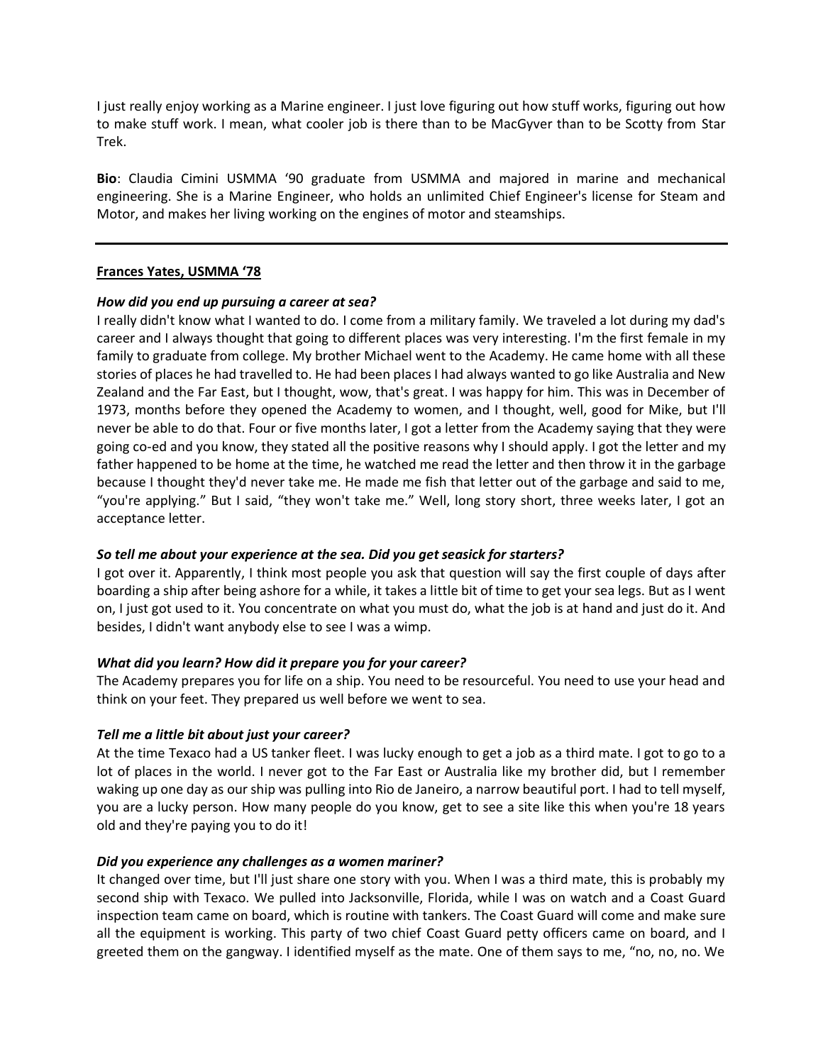I just really enjoy working as a Marine engineer. I just love figuring out how stuff works, figuring out how to make stuff work. I mean, what cooler job is there than to be MacGyver than to be Scotty from Star Trek.

**Bio**: Claudia Cimini USMMA '90 graduate from USMMA and majored in marine and mechanical engineering. She is a Marine Engineer, who holds an unlimited Chief Engineer's license for Steam and Motor, and makes her living working on the engines of motor and steamships.

---

**Frances Yates, USMMA '78**

***How did you end up pursuing a career at sea?***

I really didn't know what I wanted to do. I come from a military family. We traveled a lot during my dad's career and I always thought that going to different places was very interesting. I'm the first female in my family to graduate from college. My brother Michael went to the Academy. He came home with all these stories of places he had travelled to. He had been places I had always wanted to go like Australia and New Zealand and the Far East, but I thought, wow, that's great. I was happy for him. This was in December of 1973, months before they opened the Academy to women, and I thought, well, good for Mike, but I'll never be able to do that. Four or five months later, I got a letter from the Academy saying that they were going co-ed and you know, they stated all the positive reasons why I should apply. I got the letter and my father happened to be home at the time, he watched me read the letter and then throw it in the garbage because I thought they'd never take me. He made me fish that letter out of the garbage and said to me, "you're applying." But I said, "they won't take me." Well, long story short, three weeks later, I got an acceptance letter.

***So tell me about your experience at the sea. Did you get seasick for starters?***

I got over it. Apparently, I think most people you ask that question will say the first couple of days after boarding a ship after being ashore for a while, it takes a little bit of time to get your sea legs. But as I went on, I just got used to it. You concentrate on what you must do, what the job is at hand and just do it. And besides, I didn't want anybody else to see I was a wimp.

***What did you learn? How did it prepare you for your career?***

The Academy prepares you for life on a ship. You need to be resourceful. You need to use your head and think on your feet. They prepared us well before we went to sea.

***Tell me a little bit about just your career?***

At the time Texaco had a US tanker fleet. I was lucky enough to get a job as a third mate. I got to go to a lot of places in the world. I never got to the Far East or Australia like my brother did, but I remember waking up one day as our ship was pulling into Rio de Janeiro, a narrow beautiful port. I had to tell myself, you are a lucky person. How many people do you know, get to see a site like this when you're 18 years old and they're paying you to do it!

***Did you experience any challenges as a women mariner?***

It changed over time, but I'll just share one story with you. When I was a third mate, this is probably my second ship with Texaco. We pulled into Jacksonville, Florida, while I was on watch and a Coast Guard inspection team came on board, which is routine with tankers. The Coast Guard will come and make sure all the equipment is working. This party of two chief Coast Guard petty officers came on board, and I greeted them on the gangway. I identified myself as the mate. One of them says to me, "no, no, no. We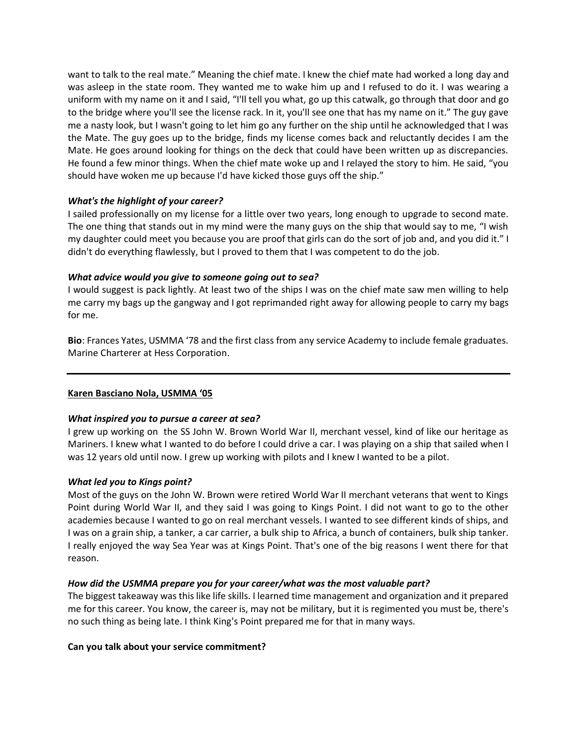want to talk to the real mate." Meaning the chief mate. I knew the chief mate had worked a long day and was asleep in the state room. They wanted me to wake him up and I refused to do it. I was wearing a uniform with my name on it and I said, "I'll tell you what, go up this catwalk, go through that door and go to the bridge where you'll see the license rack. In it, you'll see one that has my name on it." The guy gave me a nasty look, but I wasn't going to let him go any further on the ship until he acknowledged that I was the Mate. The guy goes up to the bridge, finds my license comes back and reluctantly decides I am the Mate. He goes around looking for things on the deck that could have been written up as discrepancies. He found a few minor things. When the chief mate woke up and I relayed the story to him. He said, "you should have woken me up because I'd have kicked those guys off the ship."

***What's the highlight of your career?***

I sailed professionally on my license for a little over two years, long enough to upgrade to second mate. The one thing that stands out in my mind were the many guys on the ship that would say to me, "I wish my daughter could meet you because you are proof that girls can do the sort of job and, and you did it." I didn't do everything flawlessly, but I proved to them that I was competent to do the job.

***What advice would you give to someone going out to sea?***

I would suggest is pack lightly. At least two of the ships I was on the chief mate saw men willing to help me carry my bags up the gangway and I got reprimanded right away for allowing people to carry my bags for me.

**Bio**: Frances Yates, USMMA '78 and the first class from any service Academy to include female graduates. Marine Charterer at Hess Corporation.

---

**<u>Karen Basciano Nola, USMMA '05</u>**

***What inspired you to pursue a career at sea?***

I grew up working on the SS John W. Brown World War II, merchant vessel, kind of like our heritage as Mariners. I knew what I wanted to do before I could drive a car. I was playing on a ship that sailed when I was 12 years old until now. I grew up working with pilots and I knew I wanted to be a pilot.

***What led you to Kings point?***

Most of the guys on the John W. Brown were retired World War II merchant veterans that went to Kings Point during World War II, and they said I was going to Kings Point. I did not want to go to the other academies because I wanted to go on real merchant vessels. I wanted to see different kinds of ships, and I was on a grain ship, a tanker, a car carrier, a bulk ship to Africa, a bunch of containers, bulk ship tanker. I really enjoyed the way Sea Year was at Kings Point. That's one of the big reasons I went there for that reason.

***How did the USMMA prepare you for your career/what was the most valuable part?***

The biggest takeaway was this like life skills. I learned time management and organization and it prepared me for this career. You know, the career is, may not be military, but it is regimented you must be, there's no such thing as being late. I think King's Point prepared me for that in many ways.

**Can you talk about your service commitment?**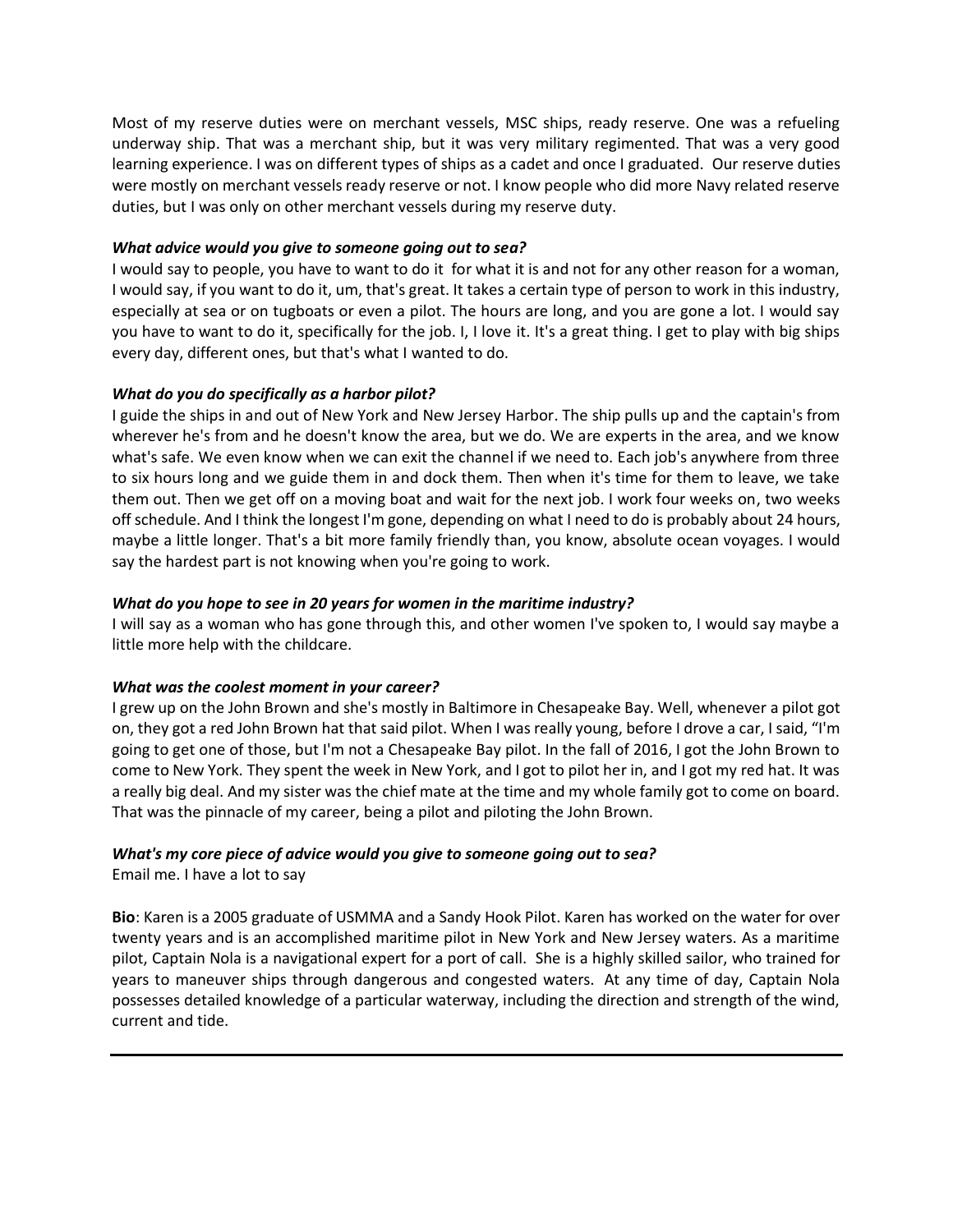Most of my reserve duties were on merchant vessels, MSC ships, ready reserve. One was a refueling underway ship. That was a merchant ship, but it was very military regimented. That was a very good learning experience. I was on different types of ships as a cadet and once I graduated. Our reserve duties were mostly on merchant vessels ready reserve or not. I know people who did more Navy related reserve duties, but I was only on other merchant vessels during my reserve duty.

***What advice would you give to someone going out to sea?***

I would say to people, you have to want to do it for what it is and not for any other reason for a woman, I would say, if you want to do it, um, that's great. It takes a certain type of person to work in this industry, especially at sea or on tugboats or even a pilot. The hours are long, and you are gone a lot. I would say you have to want to do it, specifically for the job. I, I love it. It's a great thing. I get to play with big ships every day, different ones, but that's what I wanted to do.

***What do you do specifically as a harbor pilot?***

I guide the ships in and out of New York and New Jersey Harbor. The ship pulls up and the captain's from wherever he's from and he doesn't know the area, but we do. We are experts in the area, and we know what's safe. We even know when we can exit the channel if we need to. Each job's anywhere from three to six hours long and we guide them in and dock them. Then when it's time for them to leave, we take them out. Then we get off on a moving boat and wait for the next job. I work four weeks on, two weeks off schedule. And I think the longest I'm gone, depending on what I need to do is probably about 24 hours, maybe a little longer. That's a bit more family friendly than, you know, absolute ocean voyages. I would say the hardest part is not knowing when you're going to work.

***What do you hope to see in 20 years for women in the maritime industry?***

I will say as a woman who has gone through this, and other women I've spoken to, I would say maybe a little more help with the childcare.

***What was the coolest moment in your career?***

I grew up on the John Brown and she's mostly in Baltimore in Chesapeake Bay. Well, whenever a pilot got on, they got a red John Brown hat that said pilot. When I was really young, before I drove a car, I said, "I'm going to get one of those, but I'm not a Chesapeake Bay pilot. In the fall of 2016, I got the John Brown to come to New York. They spent the week in New York, and I got to pilot her in, and I got my red hat. It was a really big deal. And my sister was the chief mate at the time and my whole family got to come on board. That was the pinnacle of my career, being a pilot and piloting the John Brown.

***What's my core piece of advice would you give to someone going out to sea?***

Email me. I have a lot to say

**Bio**: Karen is a 2005 graduate of USMMA and a Sandy Hook Pilot. Karen has worked on the water for over twenty years and is an accomplished maritime pilot in New York and New Jersey waters. As a maritime pilot, Captain Nola is a navigational expert for a port of call. She is a highly skilled sailor, who trained for years to maneuver ships through dangerous and congested waters. At any time of day, Captain Nola possesses detailed knowledge of a particular waterway, including the direction and strength of the wind, current and tide.

---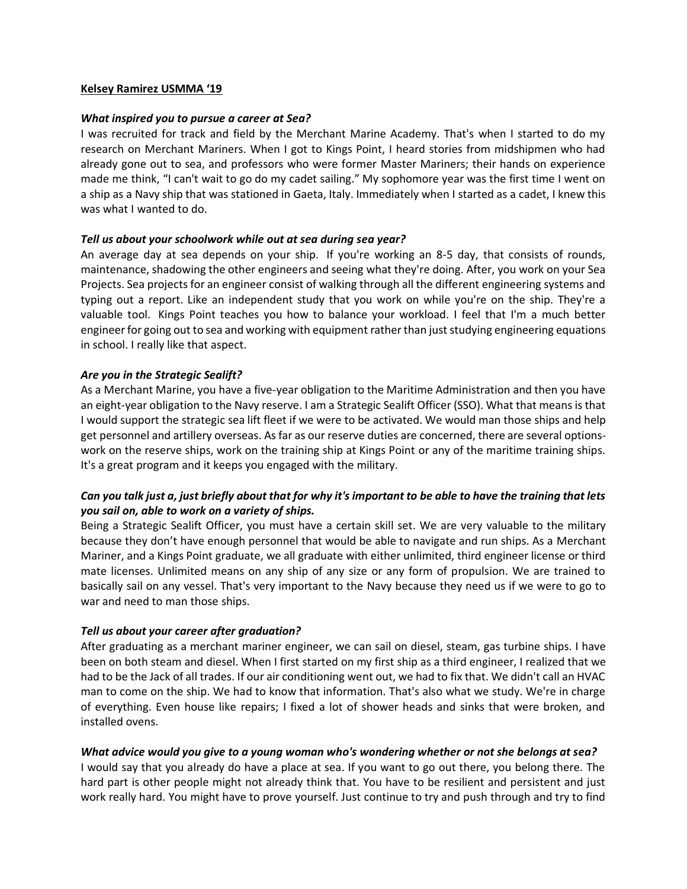**Kelsey Ramirez USMMA '19**

***What inspired you to pursue a career at Sea?***

I was recruited for track and field by the Merchant Marine Academy. That's when I started to do my research on Merchant Mariners. When I got to Kings Point, I heard stories from midshipmen who had already gone out to sea, and professors who were former Master Mariners; their hands on experience made me think, "I can't wait to go do my cadet sailing." My sophomore year was the first time I went on a ship as a Navy ship that was stationed in Gaeta, Italy. Immediately when I started as a cadet, I knew this was what I wanted to do.

***Tell us about your schoolwork while out at sea during sea year?***

An average day at sea depends on your ship. If you're working an 8-5 day, that consists of rounds, maintenance, shadowing the other engineers and seeing what they're doing. After, you work on your Sea Projects. Sea projects for an engineer consist of walking through all the different engineering systems and typing out a report. Like an independent study that you work on while you're on the ship. They're a valuable tool. Kings Point teaches you how to balance your workload. I feel that I'm a much better engineer for going out to sea and working with equipment rather than just studying engineering equations in school. I really like that aspect.

***Are you in the Strategic Sealift?***

As a Merchant Marine, you have a five-year obligation to the Maritime Administration and then you have an eight-year obligation to the Navy reserve. I am a Strategic Sealift Officer (SSO). What that means is that I would support the strategic sea lift fleet if we were to be activated. We would man those ships and help get personnel and artillery overseas. As far as our reserve duties are concerned, there are several options- work on the reserve ships, work on the training ship at Kings Point or any of the maritime training ships. It's a great program and it keeps you engaged with the military.

***Can you talk just a, just briefly about that for why it's important to be able to have the training that lets you sail on, able to work on a variety of ships.***

Being a Strategic Sealift Officer, you must have a certain skill set. We are very valuable to the military because they don't have enough personnel that would be able to navigate and run ships. As a Merchant Mariner, and a Kings Point graduate, we all graduate with either unlimited, third engineer license or third mate licenses. Unlimited means on any ship of any size or any form of propulsion. We are trained to basically sail on any vessel. That's very important to the Navy because they need us if we were to go to war and need to man those ships.

***Tell us about your career after graduation?***

After graduating as a merchant mariner engineer, we can sail on diesel, steam, gas turbine ships. I have been on both steam and diesel. When I first started on my first ship as a third engineer, I realized that we had to be the Jack of all trades. If our air conditioning went out, we had to fix that. We didn't call an HVAC man to come on the ship. We had to know that information. That's also what we study. We're in charge of everything. Even house like repairs; I fixed a lot of shower heads and sinks that were broken, and installed ovens.

***What advice would you give to a young woman who's wondering whether or not she belongs at sea?***

I would say that you already do have a place at sea. If you want to go out there, you belong there. The hard part is other people might not already think that. You have to be resilient and persistent and just work really hard. You might have to prove yourself. Just continue to try and push through and try to find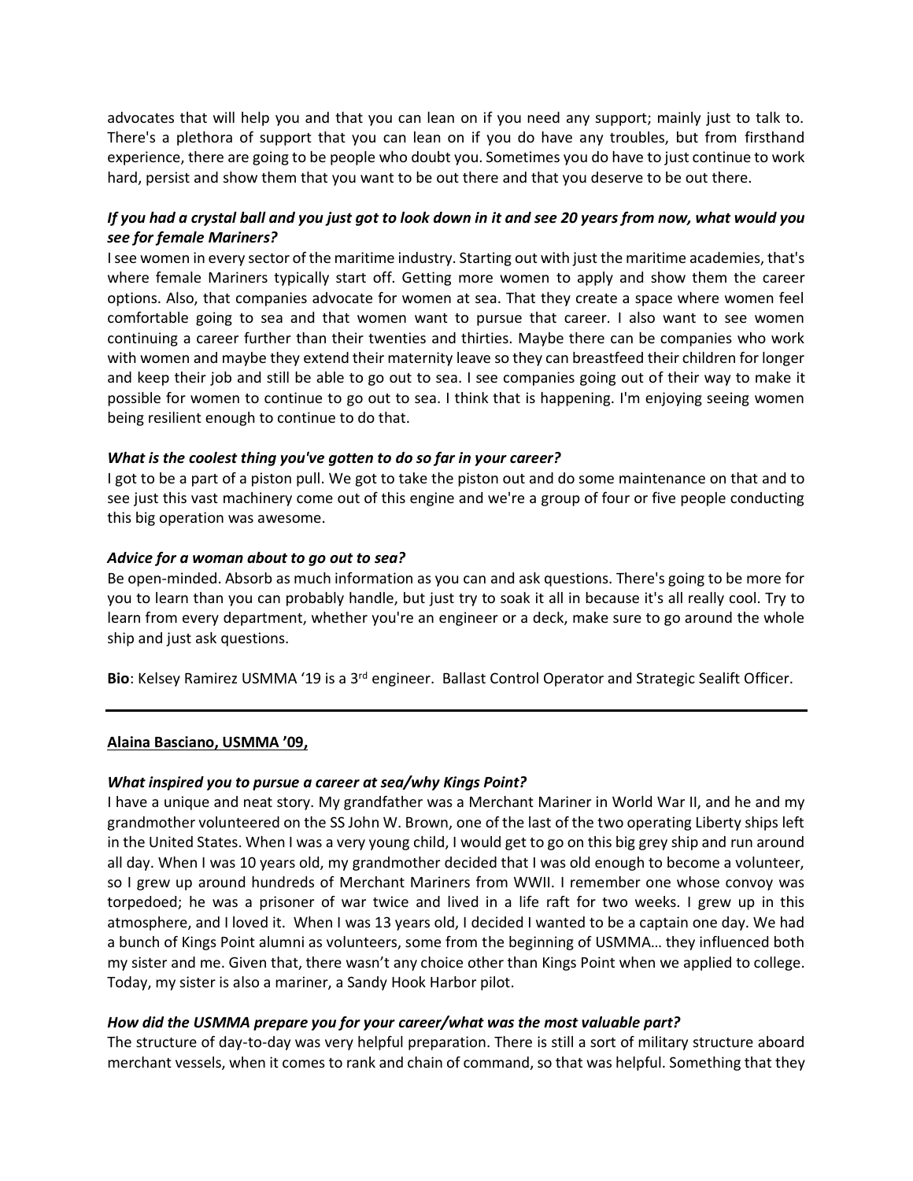advocates that will help you and that you can lean on if you need any support; mainly just to talk to. There's a plethora of support that you can lean on if you do have any troubles, but from firsthand experience, there are going to be people who doubt you. Sometimes you do have to just continue to work hard, persist and show them that you want to be out there and that you deserve to be out there.

***If you had a crystal ball and you just got to look down in it and see 20 years from now, what would you see for female Mariners?***

I see women in every sector of the maritime industry. Starting out with just the maritime academies, that's where female Mariners typically start off. Getting more women to apply and show them the career options. Also, that companies advocate for women at sea. That they create a space where women feel comfortable going to sea and that women want to pursue that career. I also want to see women continuing a career further than their twenties and thirties. Maybe there can be companies who work with women and maybe they extend their maternity leave so they can breastfeed their children for longer and keep their job and still be able to go out to sea. I see companies going out of their way to make it possible for women to continue to go out to sea. I think that is happening. I'm enjoying seeing women being resilient enough to continue to do that.

***What is the coolest thing you've gotten to do so far in your career?***

I got to be a part of a piston pull. We got to take the piston out and do some maintenance on that and to see just this vast machinery come out of this engine and we're a group of four or five people conducting this big operation was awesome.

***Advice for a woman about to go out to sea?***

Be open-minded. Absorb as much information as you can and ask questions. There's going to be more for you to learn than you can probably handle, but just try to soak it all in because it's all really cool. Try to learn from every department, whether you're an engineer or a deck, make sure to go around the whole ship and just ask questions.

**Bio**: Kelsey Ramirez USMMA '19 is a 3rd engineer. Ballast Control Operator and Strategic Sealift Officer.

---

**Alaina Basciano, USMMA '09,**

***What inspired you to pursue a career at sea/why Kings Point?***

I have a unique and neat story. My grandfather was a Merchant Mariner in World War II, and he and my grandmother volunteered on the SS John W. Brown, one of the last of the two operating Liberty ships left in the United States. When I was a very young child, I would get to go on this big grey ship and run around all day. When I was 10 years old, my grandmother decided that I was old enough to become a volunteer, so I grew up around hundreds of Merchant Mariners from WWII. I remember one whose convoy was torpedoed; he was a prisoner of war twice and lived in a life raft for two weeks. I grew up in this atmosphere, and I loved it. When I was 13 years old, I decided I wanted to be a captain one day. We had a bunch of Kings Point alumni as volunteers, some from the beginning of USMMA… they influenced both my sister and me. Given that, there wasn't any choice other than Kings Point when we applied to college. Today, my sister is also a mariner, a Sandy Hook Harbor pilot.

***How did the USMMA prepare you for your career/what was the most valuable part?***

The structure of day-to-day was very helpful preparation. There is still a sort of military structure aboard merchant vessels, when it comes to rank and chain of command, so that was helpful. Something that they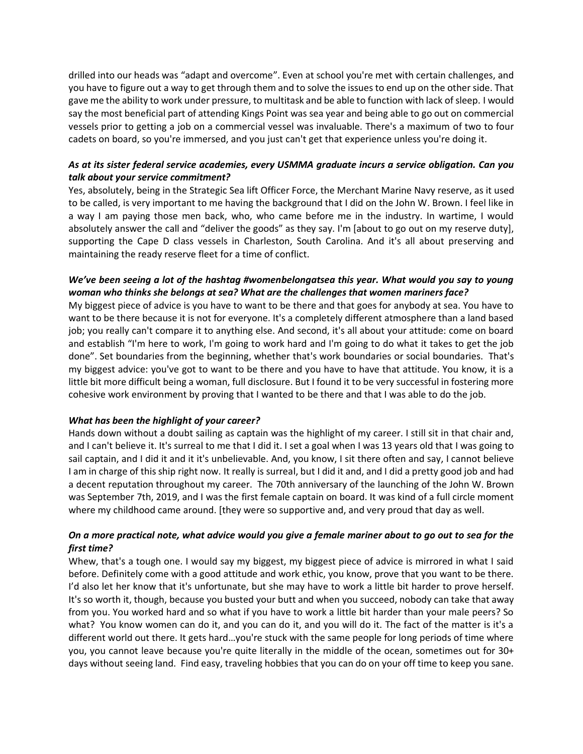drilled into our heads was “adapt and overcome”. Even at school you're met with certain challenges, and you have to figure out a way to get through them and to solve the issues to end up on the other side. That gave me the ability to work under pressure, to multitask and be able to function with lack of sleep. I would say the most beneficial part of attending Kings Point was sea year and being able to go out on commercial vessels prior to getting a job on a commercial vessel was invaluable. There's a maximum of two to four cadets on board, so you're immersed, and you just can't get that experience unless you're doing it.

***As at its sister federal service academies, every USMMA graduate incurs a service obligation. Can you talk about your service commitment?***

Yes, absolutely, being in the Strategic Sea lift Officer Force, the Merchant Marine Navy reserve, as it used to be called, is very important to me having the background that I did on the John W. Brown. I feel like in a way I am paying those men back, who, who came before me in the industry. In wartime, I would absolutely answer the call and “deliver the goods” as they say. I'm [about to go out on my reserve duty], supporting the Cape D class vessels in Charleston, South Carolina. And it's all about preserving and maintaining the ready reserve fleet for a time of conflict.

***We’ve been seeing a lot of the hashtag #womenbelongatsea this year. What would you say to young woman who thinks she belongs at sea? What are the challenges that women mariners face?***

My biggest piece of advice is you have to want to be there and that goes for anybody at sea. You have to want to be there because it is not for everyone. It's a completely different atmosphere than a land based job; you really can't compare it to anything else. And second, it's all about your attitude: come on board and establish “I'm here to work, I'm going to work hard and I'm going to do what it takes to get the job done”. Set boundaries from the beginning, whether that's work boundaries or social boundaries. That's my biggest advice: you've got to want to be there and you have to have that attitude. You know, it is a little bit more difficult being a woman, full disclosure. But I found it to be very successful in fostering more cohesive work environment by proving that I wanted to be there and that I was able to do the job.

***What has been the highlight of your career?***

Hands down without a doubt sailing as captain was the highlight of my career. I still sit in that chair and, and I can't believe it. It's surreal to me that I did it. I set a goal when I was 13 years old that I was going to sail captain, and I did it and it it's unbelievable. And, you know, I sit there often and say, I cannot believe I am in charge of this ship right now. It really is surreal, but I did it and, and I did a pretty good job and had a decent reputation throughout my career. The 70th anniversary of the launching of the John W. Brown was September 7th, 2019, and I was the first female captain on board. It was kind of a full circle moment where my childhood came around. [they were so supportive and, and very proud that day as well.

***On a more practical note, what advice would you give a female mariner about to go out to sea for the first time?***

Whew, that's a tough one. I would say my biggest, my biggest piece of advice is mirrored in what I said before. Definitely come with a good attitude and work ethic, you know, prove that you want to be there. I’d also let her know that it's unfortunate, but she may have to work a little bit harder to prove herself. It's so worth it, though, because you busted your butt and when you succeed, nobody can take that away from you. You worked hard and so what if you have to work a little bit harder than your male peers? So what? You know women can do it, and you can do it, and you will do it. The fact of the matter is it's a different world out there. It gets hard…you're stuck with the same people for long periods of time where you, you cannot leave because you're quite literally in the middle of the ocean, sometimes out for 30+ days without seeing land. Find easy, traveling hobbies that you can do on your off time to keep you sane.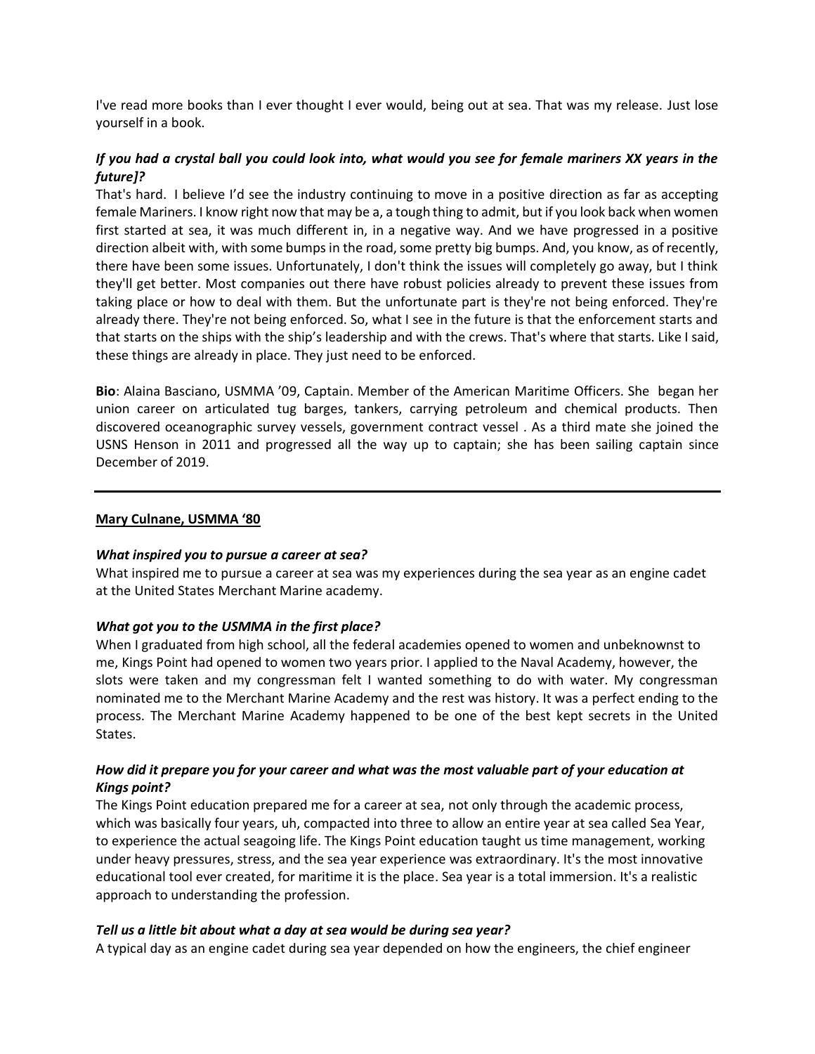I've read more books than I ever thought I ever would, being out at sea. That was my release. Just lose yourself in a book.

***If you had a crystal ball you could look into, what would you see for female mariners XX years in the future]?***

That's hard. I believe I'd see the industry continuing to move in a positive direction as far as accepting female Mariners. I know right now that may be a, a tough thing to admit, but if you look back when women first started at sea, it was much different in, in a negative way. And we have progressed in a positive direction albeit with, with some bumps in the road, some pretty big bumps. And, you know, as of recently, there have been some issues. Unfortunately, I don't think the issues will completely go away, but I think they'll get better. Most companies out there have robust policies already to prevent these issues from taking place or how to deal with them. But the unfortunate part is they're not being enforced. They're already there. They're not being enforced. So, what I see in the future is that the enforcement starts and that starts on the ships with the ship's leadership and with the crews. That's where that starts. Like I said, these things are already in place. They just need to be enforced.

**Bio**: Alaina Basciano, USMMA '09, Captain. Member of the American Maritime Officers. She began her union career on articulated tug barges, tankers, carrying petroleum and chemical products. Then discovered oceanographic survey vessels, government contract vessel . As a third mate she joined the USNS Henson in 2011 and progressed all the way up to captain; she has been sailing captain since December of 2019.

---

## Mary Culnane, USMMA '80

***What inspired you to pursue a career at sea?***

What inspired me to pursue a career at sea was my experiences during the sea year as an engine cadet at the United States Merchant Marine academy.

***What got you to the USMMA in the first place?***

When I graduated from high school, all the federal academies opened to women and unbeknownst to me, Kings Point had opened to women two years prior. I applied to the Naval Academy, however, the slots were taken and my congressman felt I wanted something to do with water. My congressman nominated me to the Merchant Marine Academy and the rest was history. It was a perfect ending to the process. The Merchant Marine Academy happened to be one of the best kept secrets in the United States.

***How did it prepare you for your career and what was the most valuable part of your education at Kings point?***

The Kings Point education prepared me for a career at sea, not only through the academic process, which was basically four years, uh, compacted into three to allow an entire year at sea called Sea Year, to experience the actual seagoing life. The Kings Point education taught us time management, working under heavy pressures, stress, and the sea year experience was extraordinary. It's the most innovative educational tool ever created, for maritime it is the place. Sea year is a total immersion. It's a realistic approach to understanding the profession.

***Tell us a little bit about what a day at sea would be during sea year?***

A typical day as an engine cadet during sea year depended on how the engineers, the chief engineer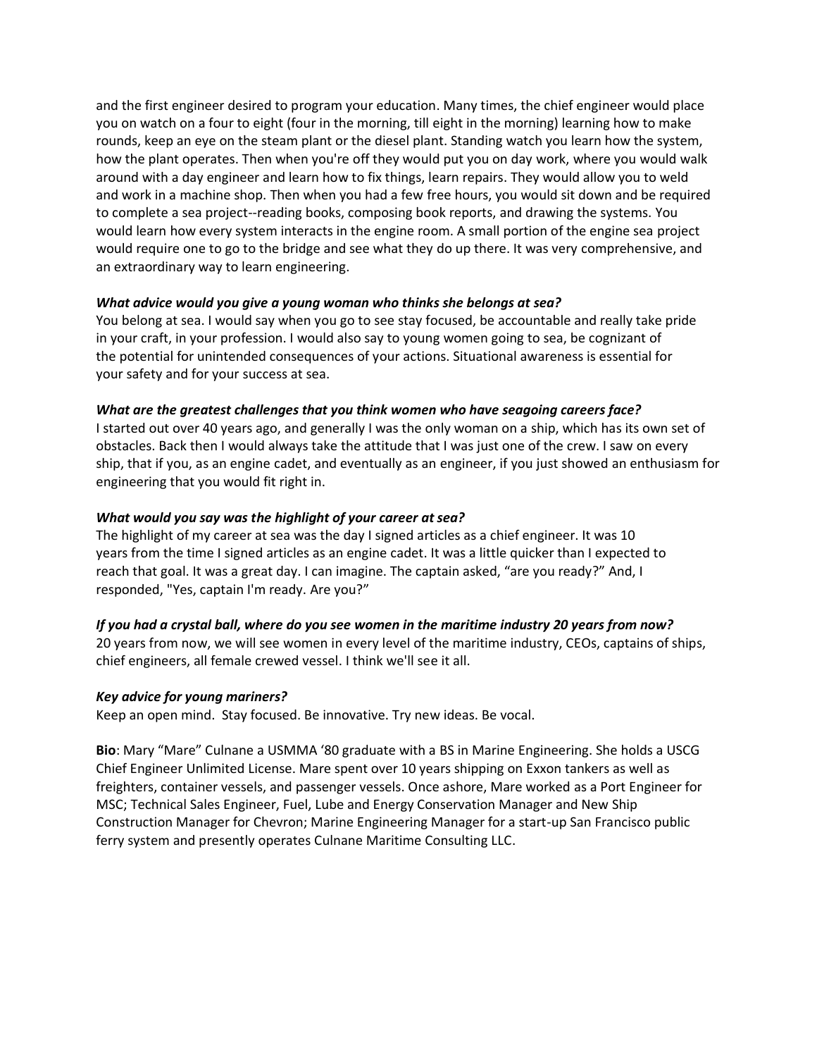and the first engineer desired to program your education. Many times, the chief engineer would place you on watch on a four to eight (four in the morning, till eight in the morning) learning how to make rounds, keep an eye on the steam plant or the diesel plant. Standing watch you learn how the system, how the plant operates. Then when you're off they would put you on day work, where you would walk around with a day engineer and learn how to fix things, learn repairs. They would allow you to weld and work in a machine shop. Then when you had a few free hours, you would sit down and be required to complete a sea project--reading books, composing book reports, and drawing the systems. You would learn how every system interacts in the engine room. A small portion of the engine sea project would require one to go to the bridge and see what they do up there. It was very comprehensive, and an extraordinary way to learn engineering.

***What advice would you give a young woman who thinks she belongs at sea?***

You belong at sea. I would say when you go to see stay focused, be accountable and really take pride in your craft, in your profession. I would also say to young women going to sea, be cognizant of the potential for unintended consequences of your actions. Situational awareness is essential for your safety and for your success at sea.

***What are the greatest challenges that you think women who have seagoing careers face?***

I started out over 40 years ago, and generally I was the only woman on a ship, which has its own set of obstacles. Back then I would always take the attitude that I was just one of the crew. I saw on every ship, that if you, as an engine cadet, and eventually as an engineer, if you just showed an enthusiasm for engineering that you would fit right in.

***What would you say was the highlight of your career at sea?***

The highlight of my career at sea was the day I signed articles as a chief engineer. It was 10 years from the time I signed articles as an engine cadet. It was a little quicker than I expected to reach that goal. It was a great day. I can imagine. The captain asked, "are you ready?" And, I responded, "Yes, captain I'm ready. Are you?"

***If you had a crystal ball, where do you see women in the maritime industry 20 years from now?***

20 years from now, we will see women in every level of the maritime industry, CEOs, captains of ships, chief engineers, all female crewed vessel. I think we'll see it all.

***Key advice for young mariners?***

Keep an open mind. Stay focused. Be innovative. Try new ideas. Be vocal.

**Bio**: Mary "Mare" Culnane a USMMA '80 graduate with a BS in Marine Engineering. She holds a USCG Chief Engineer Unlimited License. Mare spent over 10 years shipping on Exxon tankers as well as freighters, container vessels, and passenger vessels. Once ashore, Mare worked as a Port Engineer for MSC; Technical Sales Engineer, Fuel, Lube and Energy Conservation Manager and New Ship Construction Manager for Chevron; Marine Engineering Manager for a start-up San Francisco public ferry system and presently operates Culnane Maritime Consulting LLC.